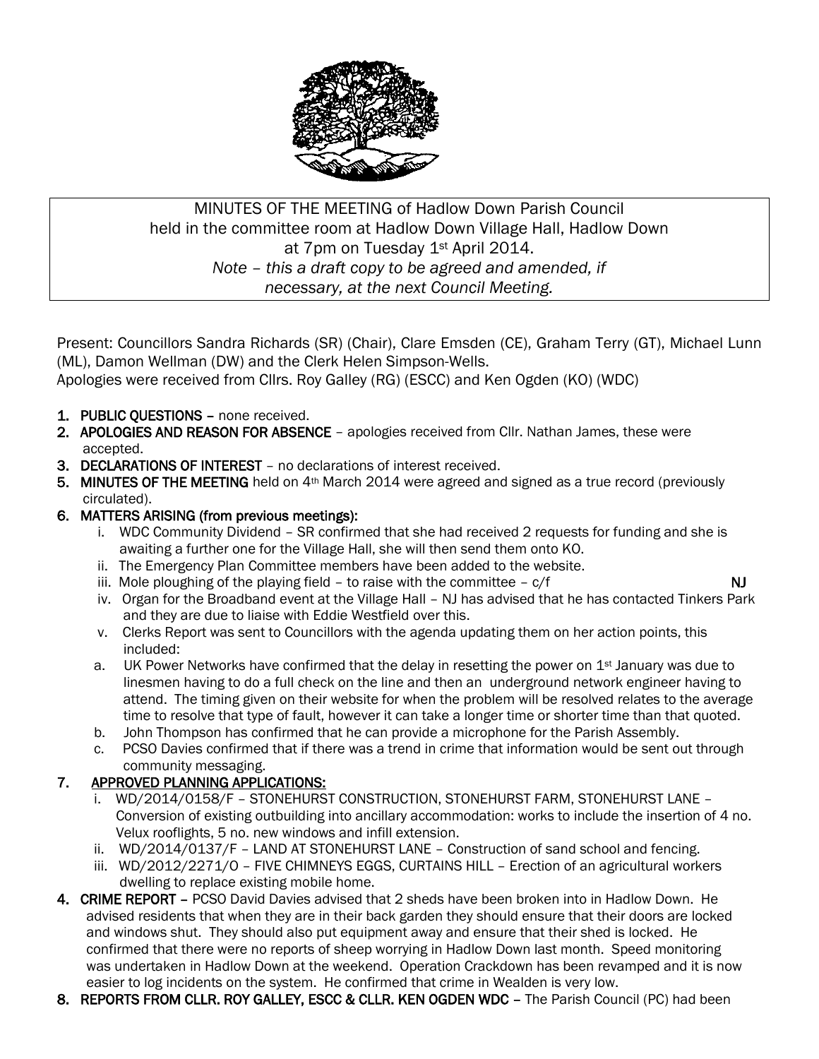MINUTES OF THE MEETING of Hadlow Down Parish Council
held in the committee room at Hadlow Down Village Hall, Hadlow Down
at 7pm on Tuesday 1st April 2014.
*Note – this a draft copy to be agreed and amended, if necessary, at the next Council Meeting.*

Present: Councillors Sandra Richards (SR) (Chair), Clare Emsden (CE), Graham Terry (GT), Michael Lunn (ML), Damon Wellman (DW) and the Clerk Helen Simpson-Wells.
Apologies were received from Cllrs. Roy Galley (RG) (ESCC) and Ken Ogden (KO) (WDC)

1. **PUBLIC QUESTIONS** – none received.
2. **APOLOGIES AND REASON FOR ABSENCE** – apologies received from Cllr. Nathan James, these were accepted.
3. **DECLARATIONS OF INTEREST** – no declarations of interest received.
5. **MINUTES OF THE MEETING** held on 4th March 2014 were agreed and signed as a true record (previously circulated).
6. **MATTERS ARISING (from previous meetings):**
   i. WDC Community Dividend – SR confirmed that she had received 2 requests for funding and she is awaiting a further one for the Village Hall, she will then send them onto KO.
   ii. The Emergency Plan Committee members have been added to the website.
   iii. Mole ploughing of the playing field – to raise with the committee – c/f **NJ**
   iv. Organ for the Broadband event at the Village Hall – NJ has advised that he has contacted Tinkers Park and they are due to liaise with Eddie Westfield over this.
   v. Clerks Report was sent to Councillors with the agenda updating them on her action points, this included:
   a. UK Power Networks have confirmed that the delay in resetting the power on 1st January was due to linesmen having to do a full check on the line and then an underground network engineer having to attend. The timing given on their website for when the problem will be resolved relates to the average time to resolve that type of fault, however it can take a longer time or shorter time than that quoted.
   b. John Thompson has confirmed that he can provide a microphone for the Parish Assembly.
   c. PCSO Davies confirmed that if there was a trend in crime that information would be sent out through community messaging.
7. **APPROVED PLANNING APPLICATIONS:**
   i. WD/2014/0158/F – STONEHURST CONSTRUCTION, STONEHURST FARM, STONEHURST LANE – Conversion of existing outbuilding into ancillary accommodation: works to include the insertion of 4 no. Velux rooflights, 5 no. new windows and infill extension.
   ii. WD/2014/0137/F – LAND AT STONEHURST LANE – Construction of sand school and fencing.
   iii. WD/2012/2271/O – FIVE CHIMNEYS EGGS, CURTAINS HILL – Erection of an agricultural workers dwelling to replace existing mobile home.
4. **CRIME REPORT** – PCSO David Davies advised that 2 sheds have been broken into in Hadlow Down. He advised residents that when they are in their back garden they should ensure that their doors are locked and windows shut. They should also put equipment away and ensure that their shed is locked. He confirmed that there were no reports of sheep worrying in Hadlow Down last month. Speed monitoring was undertaken in Hadlow Down at the weekend. Operation Crackdown has been revamped and it is now easier to log incidents on the system. He confirmed that crime in Wealden is very low.
8. **REPORTS FROM CLLR. ROY GALLEY, ESCC & CLLR. KEN OGDEN WDC** – The Parish Council (PC) had been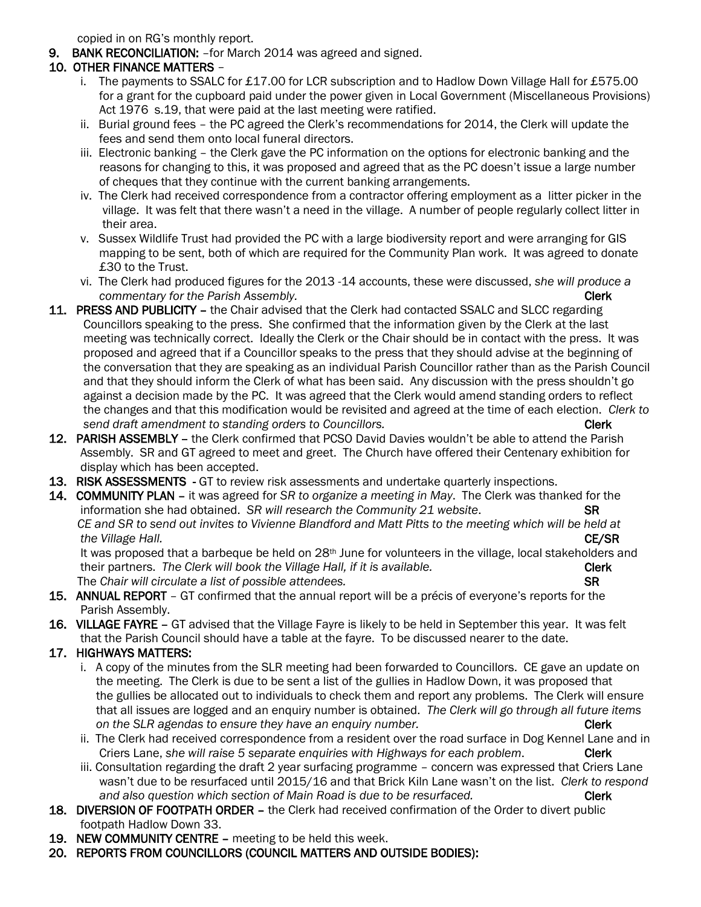copied in on RG's monthly report.

9. **BANK RECONCILIATION:** –for March 2014 was agreed and signed.

10. **OTHER FINANCE MATTERS** –
    i. The payments to SSALC for £17.00 for LCR subscription and to Hadlow Down Village Hall for £575.00 for a grant for the cupboard paid under the power given in Local Government (Miscellaneous Provisions) Act 1976 s.19, that were paid at the last meeting were ratified.
    ii. Burial ground fees – the PC agreed the Clerk's recommendations for 2014, the Clerk will update the fees and send them onto local funeral directors.
    iii. Electronic banking – the Clerk gave the PC information on the options for electronic banking and the reasons for changing to this, it was proposed and agreed that as the PC doesn't issue a large number of cheques that they continue with the current banking arrangements.
    iv. The Clerk had received correspondence from a contractor offering employment as a litter picker in the village. It was felt that there wasn't a need in the village. A number of people regularly collect litter in their area.
    v. Sussex Wildlife Trust had provided the PC with a large biodiversity report and were arranging for GIS mapping to be sent, both of which are required for the Community Plan work. It was agreed to donate £30 to the Trust.
    vi. The Clerk had produced figures for the 2013 -14 accounts, these were discussed, *she will produce a commentary for the Parish Assembly.* **Clerk**

11. **PRESS AND PUBLICITY** – the Chair advised that the Clerk had contacted SSALC and SLCC regarding Councillors speaking to the press. She confirmed that the information given by the Clerk at the last meeting was technically correct. Ideally the Clerk or the Chair should be in contact with the press. It was proposed and agreed that if a Councillor speaks to the press that they should advise at the beginning of the conversation that they are speaking as an individual Parish Councillor rather than as the Parish Council and that they should inform the Clerk of what has been said. Any discussion with the press shouldn't go against a decision made by the PC. It was agreed that the Clerk would amend standing orders to reflect the changes and that this modification would be revisited and agreed at the time of each election. *Clerk to send draft amendment to standing orders to Councillors.* **Clerk**

12. **PARISH ASSEMBLY** – the Clerk confirmed that PCSO David Davies wouldn't be able to attend the Parish Assembly. SR and GT agreed to meet and greet. The Church have offered their Centenary exhibition for display which has been accepted.

13. **RISK ASSESSMENTS** - GT to review risk assessments and undertake quarterly inspections.

14. **COMMUNITY PLAN** – it was agreed for *SR to organize a meeting in May*. The Clerk was thanked for the information she had obtained. *SR will research the Community 21 website*. **SR**
    *CE and SR to send out invites to Vivienne Blandford and Matt Pitts to the meeting which will be held at the Village Hall.* **CE/SR**
    It was proposed that a barbeque be held on 28th June for volunteers in the village, local stakeholders and their partners. *The Clerk will book the Village Hall, if it is available.* **Clerk**
    The *Chair will circulate a list of possible attendees.* **SR**

15. **ANNUAL REPORT** – GT confirmed that the annual report will be a précis of everyone's reports for the Parish Assembly.

16. **VILLAGE FAYRE** – GT advised that the Village Fayre is likely to be held in September this year. It was felt that the Parish Council should have a table at the fayre. To be discussed nearer to the date.

17. **HIGHWAYS MATTERS:**
    i. A copy of the minutes from the SLR meeting had been forwarded to Councillors. CE gave an update on the meeting. The Clerk is due to be sent a list of the gullies in Hadlow Down, it was proposed that the gullies be allocated out to individuals to check them and report any problems. The Clerk will ensure that all issues are logged and an enquiry number is obtained. *The Clerk will go through all future items on the SLR agendas to ensure they have an enquiry number.* **Clerk**
    ii. The Clerk had received correspondence from a resident over the road surface in Dog Kennel Lane and in Criers Lane, *she will raise 5 separate enquiries with Highways for each problem*. **Clerk**
    iii. Consultation regarding the draft 2 year surfacing programme – concern was expressed that Criers Lane wasn't due to be resurfaced until 2015/16 and that Brick Kiln Lane wasn't on the list. *Clerk to respond and also question which section of Main Road is due to be resurfaced.* **Clerk**

18. **DIVERSION OF FOOTPATH ORDER** – the Clerk had received confirmation of the Order to divert public footpath Hadlow Down 33.

19. **NEW COMMUNITY CENTRE** – meeting to be held this week.

20. **REPORTS FROM COUNCILLORS (COUNCIL MATTERS AND OUTSIDE BODIES):**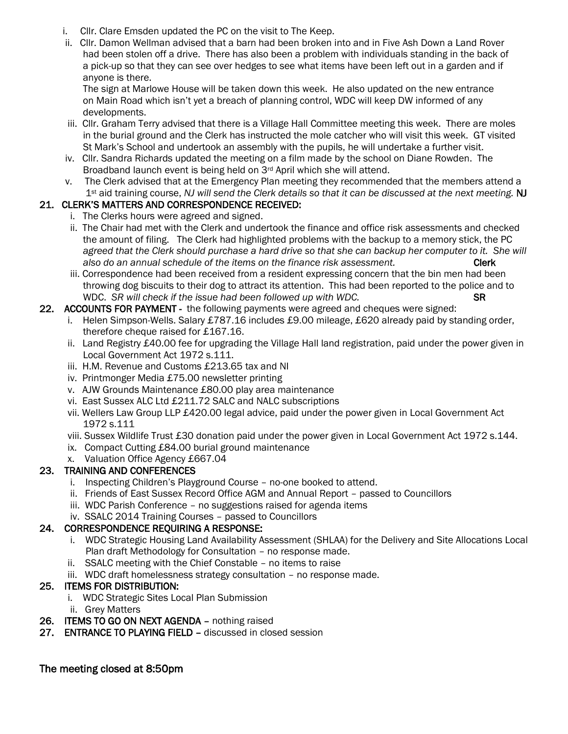i. Cllr. Clare Emsden updated the PC on the visit to The Keep.

ii. Cllr. Damon Wellman advised that a barn had been broken into and in Five Ash Down a Land Rover had been stolen off a drive. There has also been a problem with individuals standing in the back of a pick-up so that they can see over hedges to see what items have been left out in a garden and if anyone is there.
The sign at Marlowe House will be taken down this week. He also updated on the new entrance on Main Road which isn't yet a breach of planning control, WDC will keep DW informed of any developments.

iii. Cllr. Graham Terry advised that there is a Village Hall Committee meeting this week. There are moles in the burial ground and the Clerk has instructed the mole catcher who will visit this week. GT visited St Mark's School and undertook an assembly with the pupils, he will undertake a further visit.

iv. Cllr. Sandra Richards updated the meeting on a film made by the school on Diane Rowden. The Broadband launch event is being held on 3rd April which she will attend.

v. The Clerk advised that at the Emergency Plan meeting they recommended that the members attend a 1st aid training course, *NJ will send the Clerk details so that it can be discussed at the next meeting.* **NJ**

**21. CLERK'S MATTERS AND CORRESPONDENCE RECEIVED:**

i. The Clerks hours were agreed and signed.

ii. The Chair had met with the Clerk and undertook the finance and office risk assessments and checked the amount of filing. The Clerk had highlighted problems with the backup to a memory stick, the PC *agreed that the Clerk should purchase a hard drive so that she can backup her computer to it. She will also do an annual schedule of the items on the finance risk assessment.* **Clerk**

iii. Correspondence had been received from a resident expressing concern that the bin men had been throwing dog biscuits to their dog to attract its attention. This had been reported to the police and to WDC. *SR will check if the issue had been followed up with WDC.* **SR**

**22. ACCOUNTS FOR PAYMENT -** the following payments were agreed and cheques were signed:

i. Helen Simpson-Wells. Salary £787.16 includes £9.00 mileage, £620 already paid by standing order, therefore cheque raised for £167.16.

ii. Land Registry £40.00 fee for upgrading the Village Hall land registration, paid under the power given in Local Government Act 1972 s.111.

iii. H.M. Revenue and Customs £213.65 tax and NI

iv. Printmonger Media £75.00 newsletter printing

v. AJW Grounds Maintenance £80.00 play area maintenance

vi. East Sussex ALC Ltd £211.72 SALC and NALC subscriptions

vii. Wellers Law Group LLP £420.00 legal advice, paid under the power given in Local Government Act 1972 s.111

viii. Sussex Wildlife Trust £30 donation paid under the power given in Local Government Act 1972 s.144.

ix. Compact Cutting £84.00 burial ground maintenance

x. Valuation Office Agency £667.04

**23. TRAINING AND CONFERENCES**

i. Inspecting Children's Playground Course – no-one booked to attend.

ii. Friends of East Sussex Record Office AGM and Annual Report – passed to Councillors

iii. WDC Parish Conference – no suggestions raised for agenda items

iv. SSALC 2014 Training Courses – passed to Councillors

**24. CORRESPONDENCE REQUIRING A RESPONSE:**

i. WDC Strategic Housing Land Availability Assessment (SHLAA) for the Delivery and Site Allocations Local Plan draft Methodology for Consultation – no response made.

ii. SSALC meeting with the Chief Constable – no items to raise

iii. WDC draft homelessness strategy consultation – no response made.

**25. ITEMS FOR DISTRIBUTION:**

i. WDC Strategic Sites Local Plan Submission

ii. Grey Matters

**26. ITEMS TO GO ON NEXT AGENDA –** nothing raised

**27. ENTRANCE TO PLAYING FIELD –** discussed in closed session

**The meeting closed at 8:50pm**